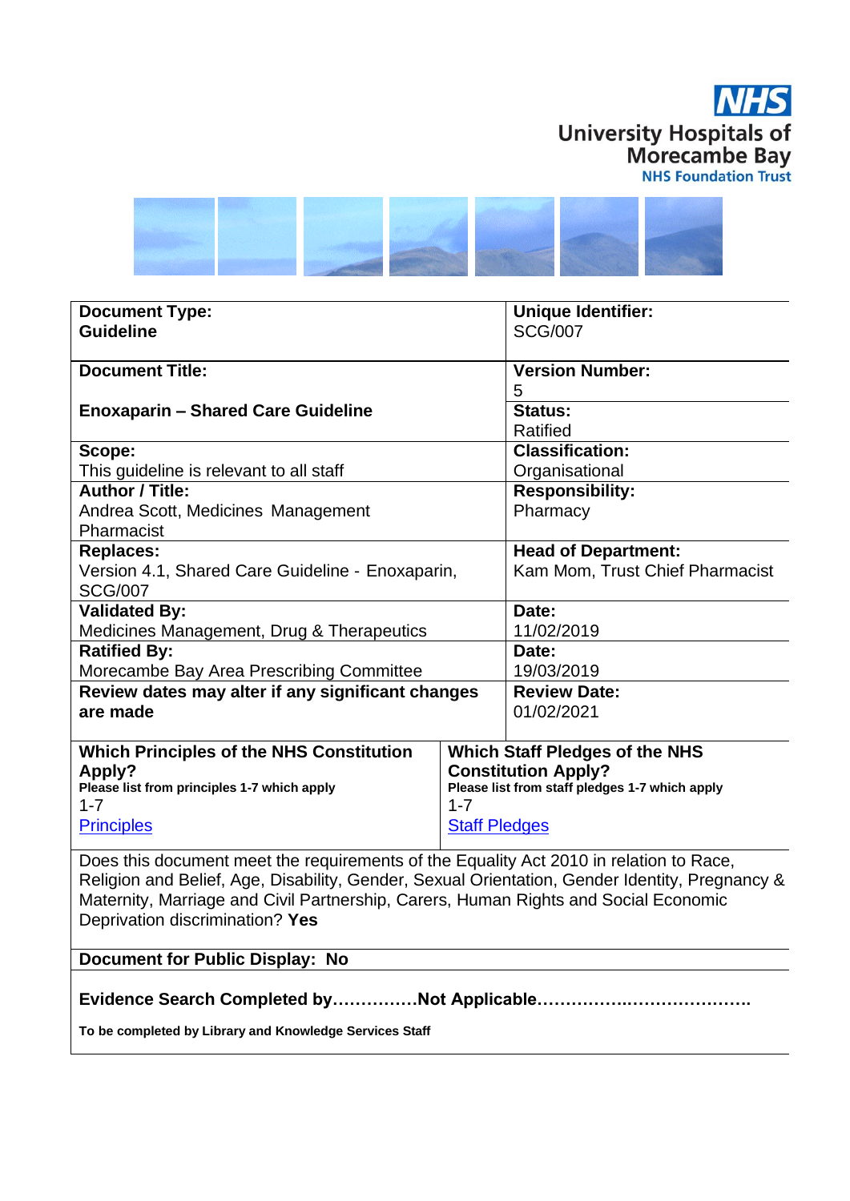NHS
University Hospitals of Morecambe Bay
NHS Foundation Trust

| | |
|---|---|
| **Document Type:**<br>**Guideline** | **Unique Identifier:**<br>SCG/007 |
| **Document Title:**<br><br>**Enoxaparin – Shared Care Guideline** | **Version Number:**<br>5<br>**Status:**<br>Ratified |
| **Scope:**<br>This guideline is relevant to all staff | **Classification:**<br>Organisational |
| **Author / Title:**<br>Andrea Scott, Medicines Management Pharmacist | **Responsibility:**<br>Pharmacy |
| **Replaces:**<br>Version 4.1, Shared Care Guideline - Enoxaparin, SCG/007 | **Head of Department:**<br>Kam Mom, Trust Chief Pharmacist |
| **Validated By:**<br>Medicines Management, Drug & Therapeutics | **Date:**<br>11/02/2019 |
| **Ratified By:**<br>Morecambe Bay Area Prescribing Committee | **Date:**<br>19/03/2019 |
| **Review dates may alter if any significant changes are made** | **Review Date:**<br>01/02/2021 |

| | |
|---|---|
| **Which Principles of the NHS Constitution Apply?**<br>**Please list from principles 1-7 which apply**<br>1-7<br>Principles | **Which Staff Pledges of the NHS Constitution Apply?**<br>**Please list from staff pledges 1-7 which apply**<br>1-7<br>Staff Pledges |

Does this document meet the requirements of the Equality Act 2010 in relation to Race, Religion and Belief, Age, Disability, Gender, Sexual Orientation, Gender Identity, Pregnancy & Maternity, Marriage and Civil Partnership, Carers, Human Rights and Social Economic Deprivation discrimination? **Yes**

**Document for Public Display: No**

**Evidence Search Completed by……………Not Applicable……………..………………….**

**To be completed by Library and Knowledge Services Staff**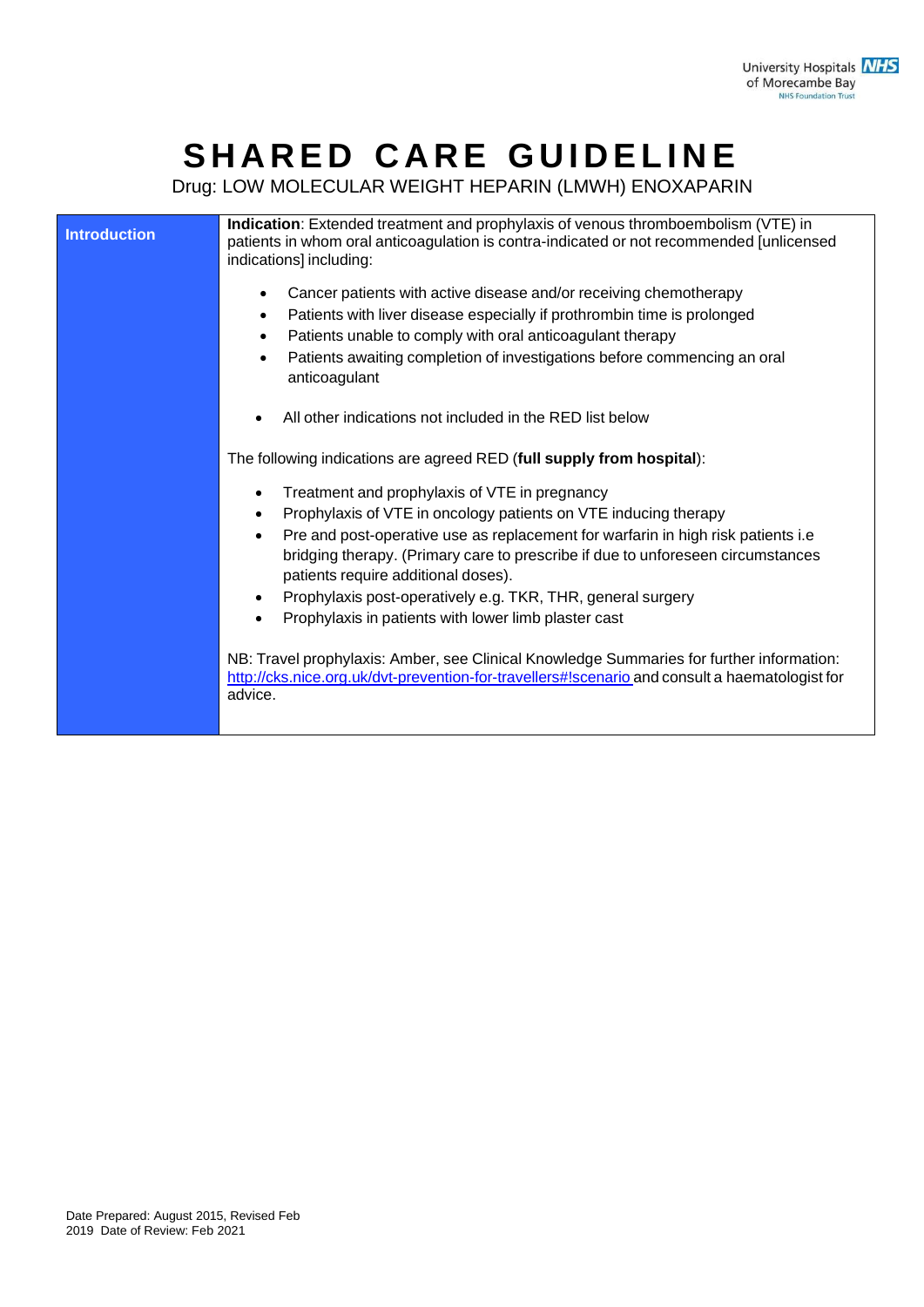# SHARED CARE GUIDELINE

Drug: LOW MOLECULAR WEIGHT HEPARIN (LMWH) ENOXAPARIN

## Introduction

**Indication**: Extended treatment and prophylaxis of venous thromboembolism (VTE) in patients in whom oral anticoagulation is contra-indicated or not recommended [unlicensed indications] including:

- Cancer patients with active disease and/or receiving chemotherapy
- Patients with liver disease especially if prothrombin time is prolonged
- Patients unable to comply with oral anticoagulant therapy
- Patients awaiting completion of investigations before commencing an oral anticoagulant

- All other indications not included in the RED list below

The following indications are agreed RED (**full supply from hospital**):

- Treatment and prophylaxis of VTE in pregnancy
- Prophylaxis of VTE in oncology patients on VTE inducing therapy
- Pre and post-operative use as replacement for warfarin in high risk patients i.e bridging therapy. (Primary care to prescribe if due to unforeseen circumstances patients require additional doses).
- Prophylaxis post-operatively e.g. TKR, THR, general surgery
- Prophylaxis in patients with lower limb plaster cast

NB: Travel prophylaxis: Amber, see Clinical Knowledge Summaries for further information: http://cks.nice.org.uk/dvt-prevention-for-travellers#!scenario and consult a haematologist for advice.

Date Prepared: August 2015, Revised Feb 2019 Date of Review: Feb 2021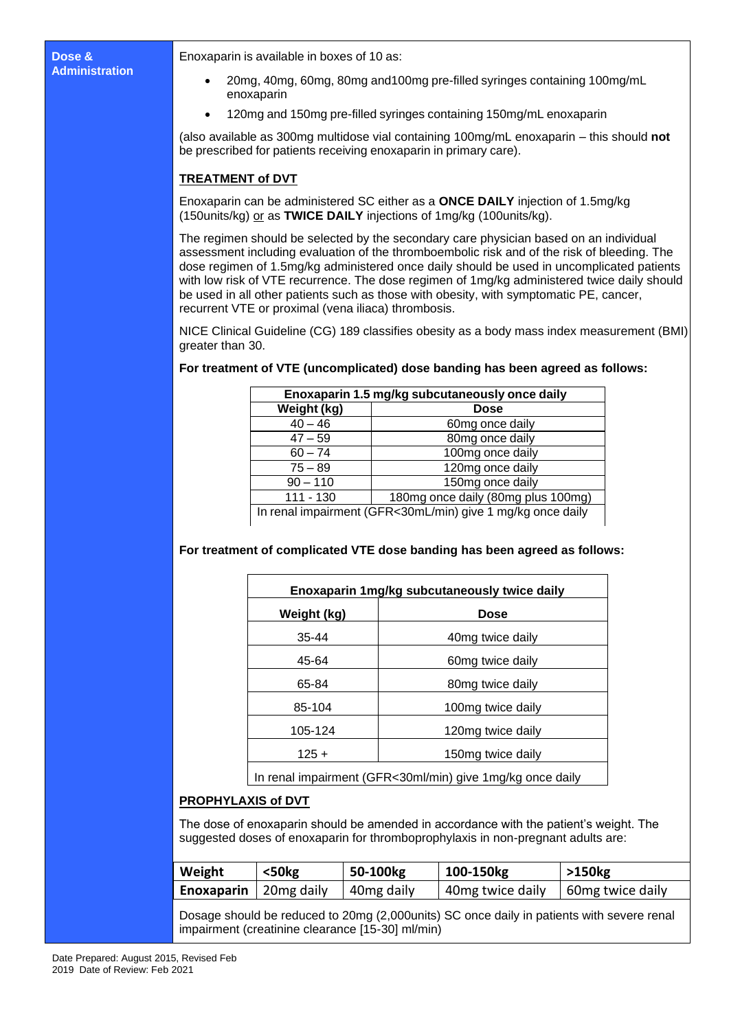**Dose & Administration**

Enoxaparin is available in boxes of 10 as:

- 20mg, 40mg, 60mg, 80mg and100mg pre-filled syringes containing 100mg/mL enoxaparin
- 120mg and 150mg pre-filled syringes containing 150mg/mL enoxaparin

(also available as 300mg multidose vial containing 100mg/mL enoxaparin – this should **not** be prescribed for patients receiving enoxaparin in primary care).

**TREATMENT of DVT**

Enoxaparin can be administered SC either as a **ONCE DAILY** injection of 1.5mg/kg (150units/kg) or as **TWICE DAILY** injections of 1mg/kg (100units/kg).

The regimen should be selected by the secondary care physician based on an individual assessment including evaluation of the thromboembolic risk and of the risk of bleeding. The dose regimen of 1.5mg/kg administered once daily should be used in uncomplicated patients with low risk of VTE recurrence. The dose regimen of 1mg/kg administered twice daily should be used in all other patients such as those with obesity, with symptomatic PE, cancer, recurrent VTE or proximal (vena iliaca) thrombosis.

NICE Clinical Guideline (CG) 189 classifies obesity as a body mass index measurement (BMI) greater than 30.

**For treatment of VTE (uncomplicated) dose banding has been agreed as follows:**

| Enoxaparin 1.5 mg/kg subcutaneously once daily | |
|---|---|
| **Weight (kg)** | **Dose** |
| 40 – 46 | 60mg once daily |
| 47 – 59 | 80mg once daily |
| 60 – 74 | 100mg once daily |
| 75 – 89 | 120mg once daily |
| 90 – 110 | 150mg once daily |
| 111 - 130 | 180mg once daily (80mg plus 100mg) |
| In renal impairment (GFR<30mL/min) give 1 mg/kg once daily | |

**For treatment of complicated VTE dose banding has been agreed as follows:**

| Enoxaparin 1mg/kg subcutaneously twice daily | |
|---|---|
| **Weight (kg)** | **Dose** |
| 35-44 | 40mg twice daily |
| 45-64 | 60mg twice daily |
| 65-84 | 80mg twice daily |
| 85-104 | 100mg twice daily |
| 105-124 | 120mg twice daily |
| 125 + | 150mg twice daily |
| In renal impairment (GFR<30ml/min) give 1mg/kg once daily | |

**PROPHYLAXIS of DVT**

The dose of enoxaparin should be amended in accordance with the patient's weight. The suggested doses of enoxaparin for thromboprophylaxis in non-pregnant adults are:

| Weight | <50kg | 50-100kg | 100-150kg | >150kg |
|---|---|---|---|---|
| **Enoxaparin** | 20mg daily | 40mg daily | 40mg twice daily | 60mg twice daily |

Dosage should be reduced to 20mg (2,000units) SC once daily in patients with severe renal impairment (creatinine clearance [15-30] ml/min)

Date Prepared: August 2015, Revised Feb 2019 Date of Review: Feb 2021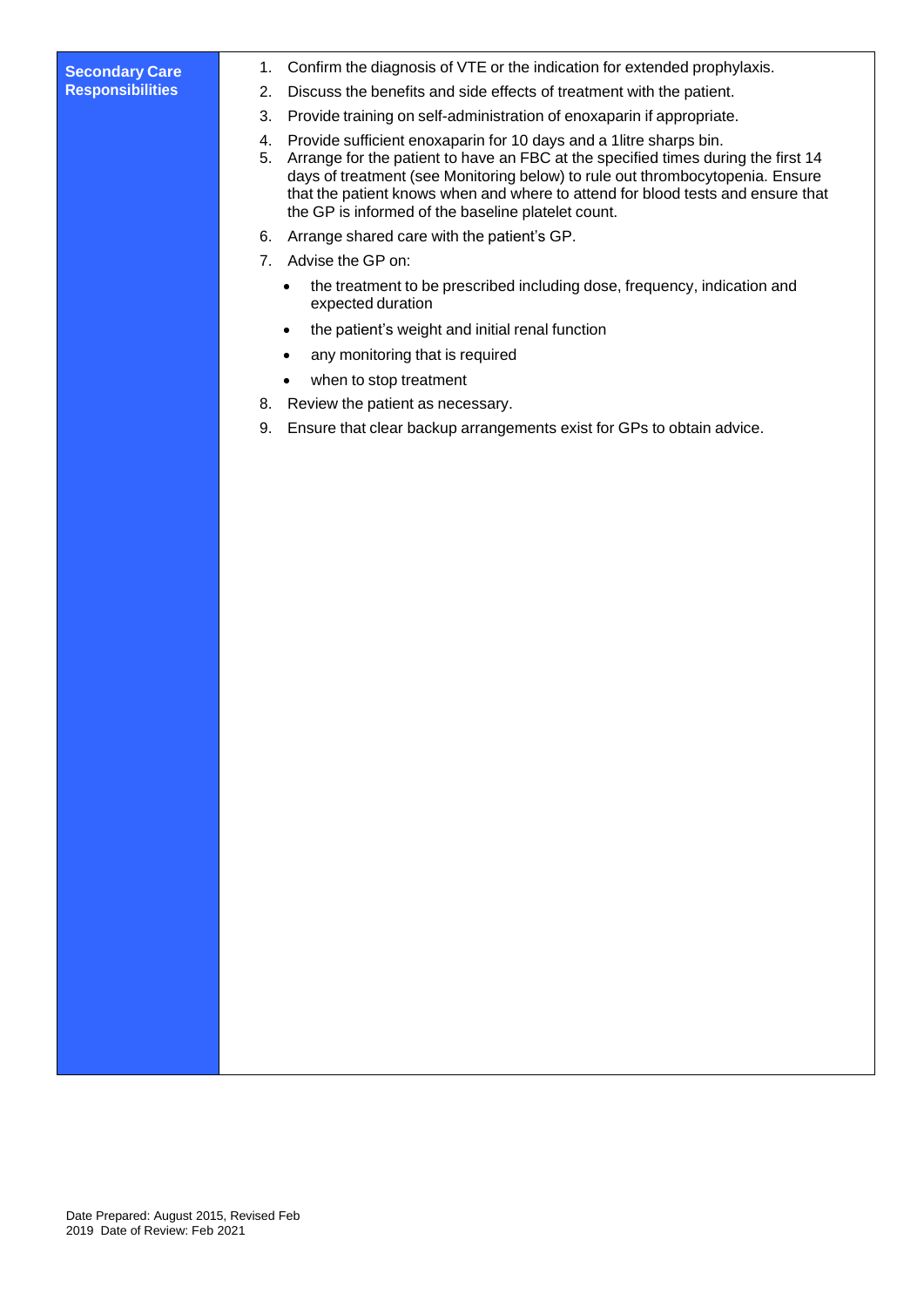| **Secondary Care Responsibilities** | 1. Confirm the diagnosis of VTE or the indication for extended prophylaxis.<br>2. Discuss the benefits and side effects of treatment with the patient.<br>3. Provide training on self-administration of enoxaparin if appropriate.<br>4. Provide sufficient enoxaparin for 10 days and a 1litre sharps bin.<br>5. Arrange for the patient to have an FBC at the specified times during the first 14 days of treatment (see Monitoring below) to rule out thrombocytopenia. Ensure that the patient knows when and where to attend for blood tests and ensure that the GP is informed of the baseline platelet count.<br>6. Arrange shared care with the patient's GP.<br>7. Advise the GP on:<br>• the treatment to be prescribed including dose, frequency, indication and expected duration<br>• the patient's weight and initial renal function<br>• any monitoring that is required<br>• when to stop treatment<br>8. Review the patient as necessary.<br>9. Ensure that clear backup arrangements exist for GPs to obtain advice. |
|---|---|

Date Prepared: August 2015, Revised Feb 2019 Date of Review: Feb 2021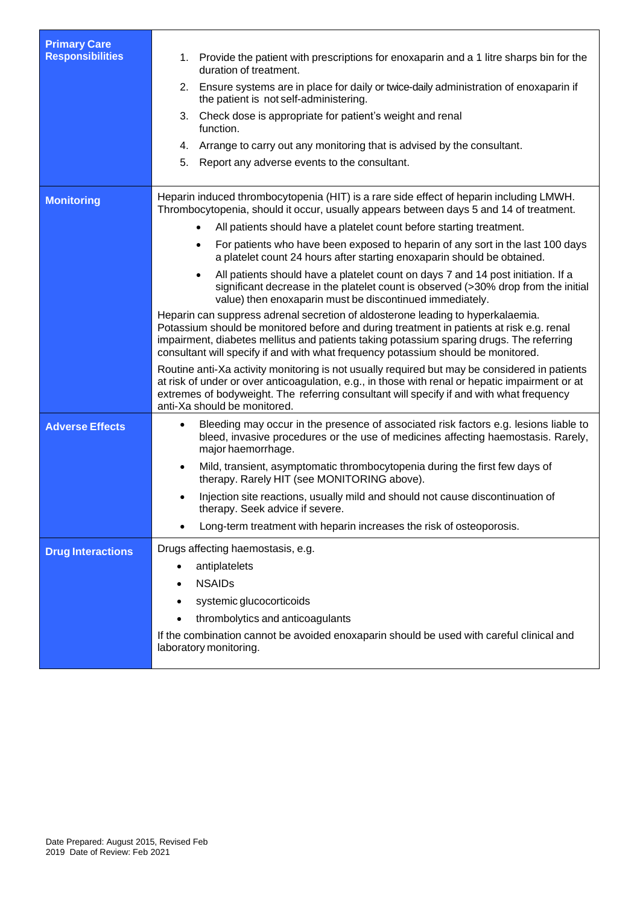| | |
|---|---|
| **Primary Care Responsibilities** | 1. Provide the patient with prescriptions for enoxaparin and a 1 litre sharps bin for the duration of treatment.<br>2. Ensure systems are in place for daily or twice-daily administration of enoxaparin if the patient is not self-administering.<br>3. Check dose is appropriate for patient's weight and renal function.<br>4. Arrange to carry out any monitoring that is advised by the consultant.<br>5. Report any adverse events to the consultant. |
| **Monitoring** | Heparin induced thrombocytopenia (HIT) is a rare side effect of heparin including LMWH. Thrombocytopenia, should it occur, usually appears between days 5 and 14 of treatment.<br>• All patients should have a platelet count before starting treatment.<br>• For patients who have been exposed to heparin of any sort in the last 100 days a platelet count 24 hours after starting enoxaparin should be obtained.<br>• All patients should have a platelet count on days 7 and 14 post initiation. If a significant decrease in the platelet count is observed (>30% drop from the initial value) then enoxaparin must be discontinued immediately.<br>Heparin can suppress adrenal secretion of aldosterone leading to hyperkalaemia. Potassium should be monitored before and during treatment in patients at risk e.g. renal impairment, diabetes mellitus and patients taking potassium sparing drugs. The referring consultant will specify if and with what frequency potassium should be monitored.<br>Routine anti-Xa activity monitoring is not usually required but may be considered in patients at risk of under or over anticoagulation, e.g., in those with renal or hepatic impairment or at extremes of bodyweight. The referring consultant will specify if and with what frequency anti-Xa should be monitored. |
| **Adverse Effects** | • Bleeding may occur in the presence of associated risk factors e.g. lesions liable to bleed, invasive procedures or the use of medicines affecting haemostasis. Rarely, major haemorrhage.<br>• Mild, transient, asymptomatic thrombocytopenia during the first few days of therapy. Rarely HIT (see MONITORING above).<br>• Injection site reactions, usually mild and should not cause discontinuation of therapy. Seek advice if severe.<br>• Long-term treatment with heparin increases the risk of osteoporosis. |
| **Drug Interactions** | Drugs affecting haemostasis, e.g.<br>• antiplatelets<br>• NSAIDs<br>• systemic glucocorticoids<br>• thrombolytics and anticoagulants<br>If the combination cannot be avoided enoxaparin should be used with careful clinical and laboratory monitoring. |

Date Prepared: August 2015, Revised Feb 2019 Date of Review: Feb 2021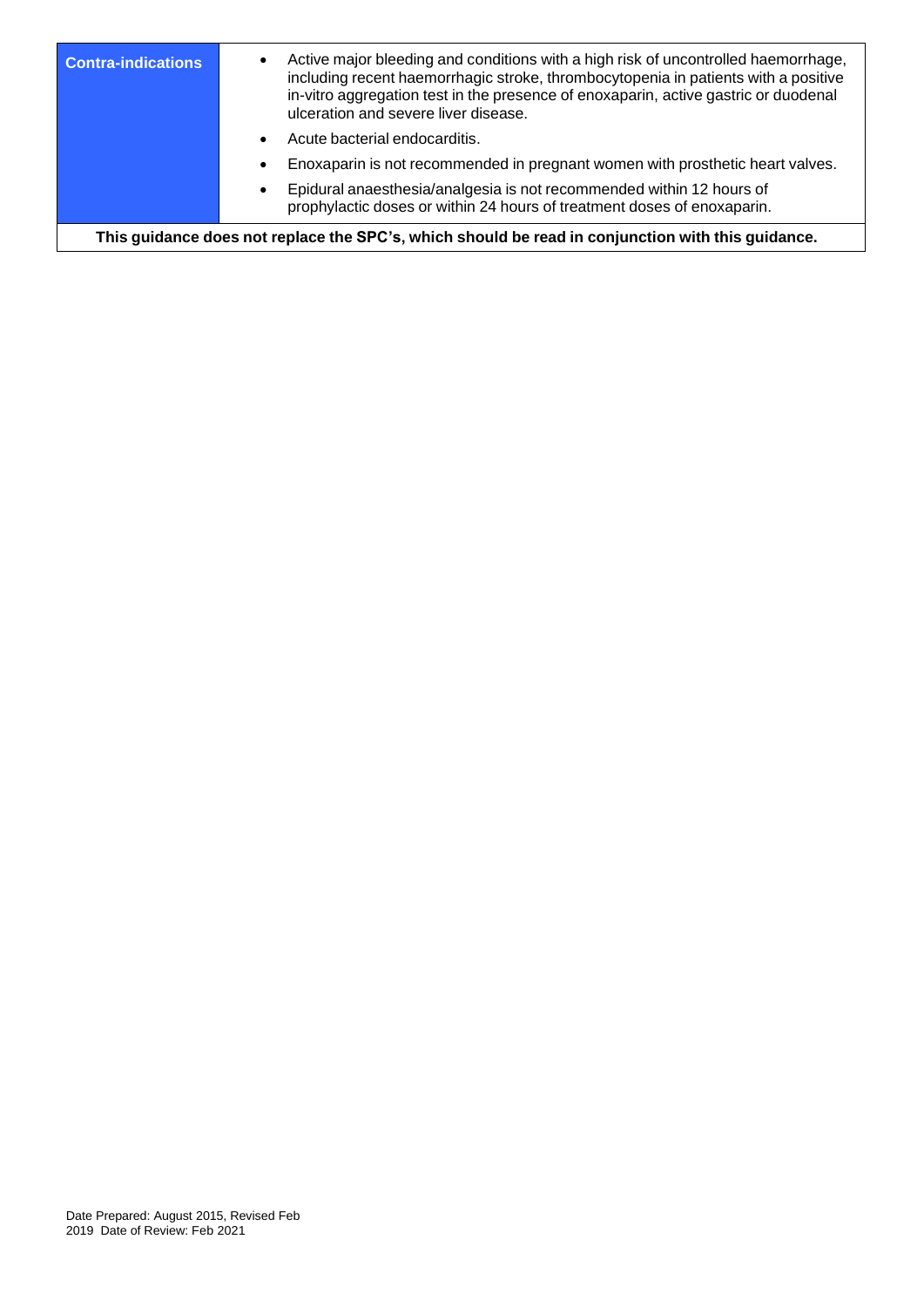| | |
|---|---|
| **Contra-indications** | • Active major bleeding and conditions with a high risk of uncontrolled haemorrhage, including recent haemorrhagic stroke, thrombocytopenia in patients with a positive in-vitro aggregation test in the presence of enoxaparin, active gastric or duodenal ulceration and severe liver disease.<br>• Acute bacterial endocarditis.<br>• Enoxaparin is not recommended in pregnant women with prosthetic heart valves.<br>• Epidural anaesthesia/analgesia is not recommended within 12 hours of prophylactic doses or within 24 hours of treatment doses of enoxaparin. |

**This guidance does not replace the SPC's, which should be read in conjunction with this guidance.**

Date Prepared: August 2015, Revised Feb 2019 Date of Review: Feb 2021